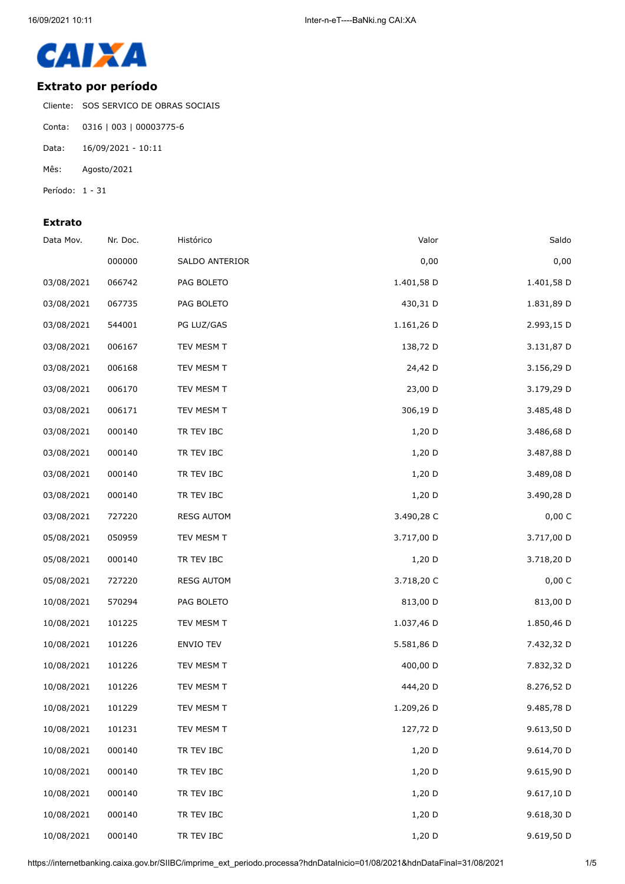CAIXA

## Extrato por período

Cliente: SOS SERVICO DE OBRAS SOCIAIS

Conta: 0316 | 003 | 00003775-6

Data: 16/09/2021 - 10:11

Mês: Agosto/2021

Período: 1 - 31

### Extrato

| Data Mov. | Nr. Doc. | Histórico | Valor | Saldo |
|---|---|---|---|---|
| | 000000 | SALDO ANTERIOR | 0,00 | 0,00 |
| 03/08/2021 | 066742 | PAG BOLETO | 1.401,58 D | 1.401,58 D |
| 03/08/2021 | 067735 | PAG BOLETO | 430,31 D | 1.831,89 D |
| 03/08/2021 | 544001 | PG LUZ/GAS | 1.161,26 D | 2.993,15 D |
| 03/08/2021 | 006167 | TEV MESM T | 138,72 D | 3.131,87 D |
| 03/08/2021 | 006168 | TEV MESM T | 24,42 D | 3.156,29 D |
| 03/08/2021 | 006170 | TEV MESM T | 23,00 D | 3.179,29 D |
| 03/08/2021 | 006171 | TEV MESM T | 306,19 D | 3.485,48 D |
| 03/08/2021 | 000140 | TR TEV IBC | 1,20 D | 3.486,68 D |
| 03/08/2021 | 000140 | TR TEV IBC | 1,20 D | 3.487,88 D |
| 03/08/2021 | 000140 | TR TEV IBC | 1,20 D | 3.489,08 D |
| 03/08/2021 | 000140 | TR TEV IBC | 1,20 D | 3.490,28 D |
| 03/08/2021 | 727220 | RESG AUTOM | 3.490,28 C | 0,00 C |
| 05/08/2021 | 050959 | TEV MESM T | 3.717,00 D | 3.717,00 D |
| 05/08/2021 | 000140 | TR TEV IBC | 1,20 D | 3.718,20 D |
| 05/08/2021 | 727220 | RESG AUTOM | 3.718,20 C | 0,00 C |
| 10/08/2021 | 570294 | PAG BOLETO | 813,00 D | 813,00 D |
| 10/08/2021 | 101225 | TEV MESM T | 1.037,46 D | 1.850,46 D |
| 10/08/2021 | 101226 | ENVIO TEV | 5.581,86 D | 7.432,32 D |
| 10/08/2021 | 101226 | TEV MESM T | 400,00 D | 7.832,32 D |
| 10/08/2021 | 101226 | TEV MESM T | 444,20 D | 8.276,52 D |
| 10/08/2021 | 101229 | TEV MESM T | 1.209,26 D | 9.485,78 D |
| 10/08/2021 | 101231 | TEV MESM T | 127,72 D | 9.613,50 D |
| 10/08/2021 | 000140 | TR TEV IBC | 1,20 D | 9.614,70 D |
| 10/08/2021 | 000140 | TR TEV IBC | 1,20 D | 9.615,90 D |
| 10/08/2021 | 000140 | TR TEV IBC | 1,20 D | 9.617,10 D |
| 10/08/2021 | 000140 | TR TEV IBC | 1,20 D | 9.618,30 D |
| 10/08/2021 | 000140 | TR TEV IBC | 1,20 D | 9.619,50 D |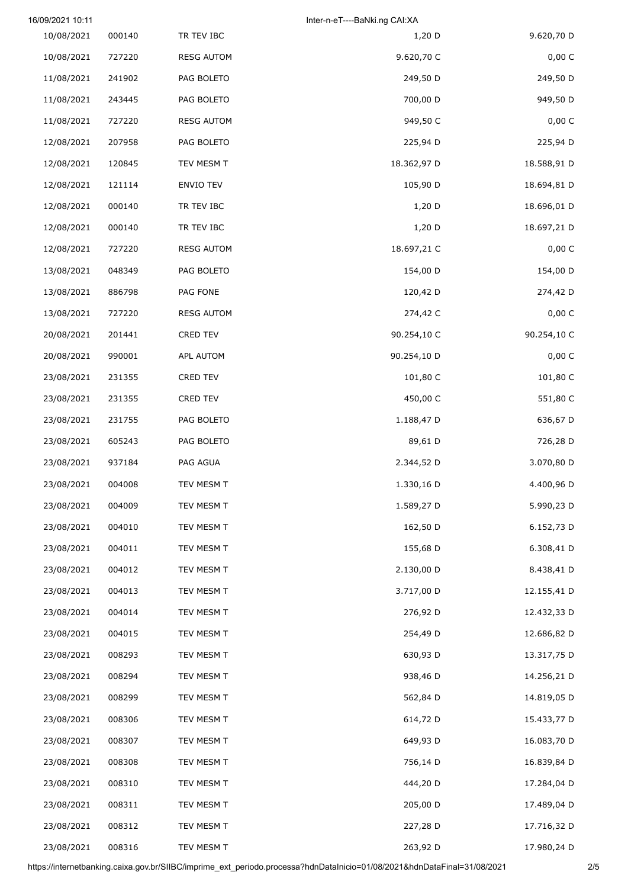| 10/08/2021 | 000140 | TR TEV IBC | 1,20 D | 9.620,70 D |
|---|---|---|---|---|
| 10/08/2021 | 727220 | RESG AUTOM | 9.620,70 C | 0,00 C |
| 11/08/2021 | 241902 | PAG BOLETO | 249,50 D | 249,50 D |
| 11/08/2021 | 243445 | PAG BOLETO | 700,00 D | 949,50 D |
| 11/08/2021 | 727220 | RESG AUTOM | 949,50 C | 0,00 C |
| 12/08/2021 | 207958 | PAG BOLETO | 225,94 D | 225,94 D |
| 12/08/2021 | 120845 | TEV MESM T | 18.362,97 D | 18.588,91 D |
| 12/08/2021 | 121114 | ENVIO TEV | 105,90 D | 18.694,81 D |
| 12/08/2021 | 000140 | TR TEV IBC | 1,20 D | 18.696,01 D |
| 12/08/2021 | 000140 | TR TEV IBC | 1,20 D | 18.697,21 D |
| 12/08/2021 | 727220 | RESG AUTOM | 18.697,21 C | 0,00 C |
| 13/08/2021 | 048349 | PAG BOLETO | 154,00 D | 154,00 D |
| 13/08/2021 | 886798 | PAG FONE | 120,42 D | 274,42 D |
| 13/08/2021 | 727220 | RESG AUTOM | 274,42 C | 0,00 C |
| 20/08/2021 | 201441 | CRED TEV | 90.254,10 C | 90.254,10 C |
| 20/08/2021 | 990001 | APL AUTOM | 90.254,10 D | 0,00 C |
| 23/08/2021 | 231355 | CRED TEV | 101,80 C | 101,80 C |
| 23/08/2021 | 231355 | CRED TEV | 450,00 C | 551,80 C |
| 23/08/2021 | 231755 | PAG BOLETO | 1.188,47 D | 636,67 D |
| 23/08/2021 | 605243 | PAG BOLETO | 89,61 D | 726,28 D |
| 23/08/2021 | 937184 | PAG AGUA | 2.344,52 D | 3.070,80 D |
| 23/08/2021 | 004008 | TEV MESM T | 1.330,16 D | 4.400,96 D |
| 23/08/2021 | 004009 | TEV MESM T | 1.589,27 D | 5.990,23 D |
| 23/08/2021 | 004010 | TEV MESM T | 162,50 D | 6.152,73 D |
| 23/08/2021 | 004011 | TEV MESM T | 155,68 D | 6.308,41 D |
| 23/08/2021 | 004012 | TEV MESM T | 2.130,00 D | 8.438,41 D |
| 23/08/2021 | 004013 | TEV MESM T | 3.717,00 D | 12.155,41 D |
| 23/08/2021 | 004014 | TEV MESM T | 276,92 D | 12.432,33 D |
| 23/08/2021 | 004015 | TEV MESM T | 254,49 D | 12.686,82 D |
| 23/08/2021 | 008293 | TEV MESM T | 630,93 D | 13.317,75 D |
| 23/08/2021 | 008294 | TEV MESM T | 938,46 D | 14.256,21 D |
| 23/08/2021 | 008299 | TEV MESM T | 562,84 D | 14.819,05 D |
| 23/08/2021 | 008306 | TEV MESM T | 614,72 D | 15.433,77 D |
| 23/08/2021 | 008307 | TEV MESM T | 649,93 D | 16.083,70 D |
| 23/08/2021 | 008308 | TEV MESM T | 756,14 D | 16.839,84 D |
| 23/08/2021 | 008310 | TEV MESM T | 444,20 D | 17.284,04 D |
| 23/08/2021 | 008311 | TEV MESM T | 205,00 D | 17.489,04 D |
| 23/08/2021 | 008312 | TEV MESM T | 227,28 D | 17.716,32 D |
| 23/08/2021 | 008316 | TEV MESM T | 263,92 D | 17.980,24 D |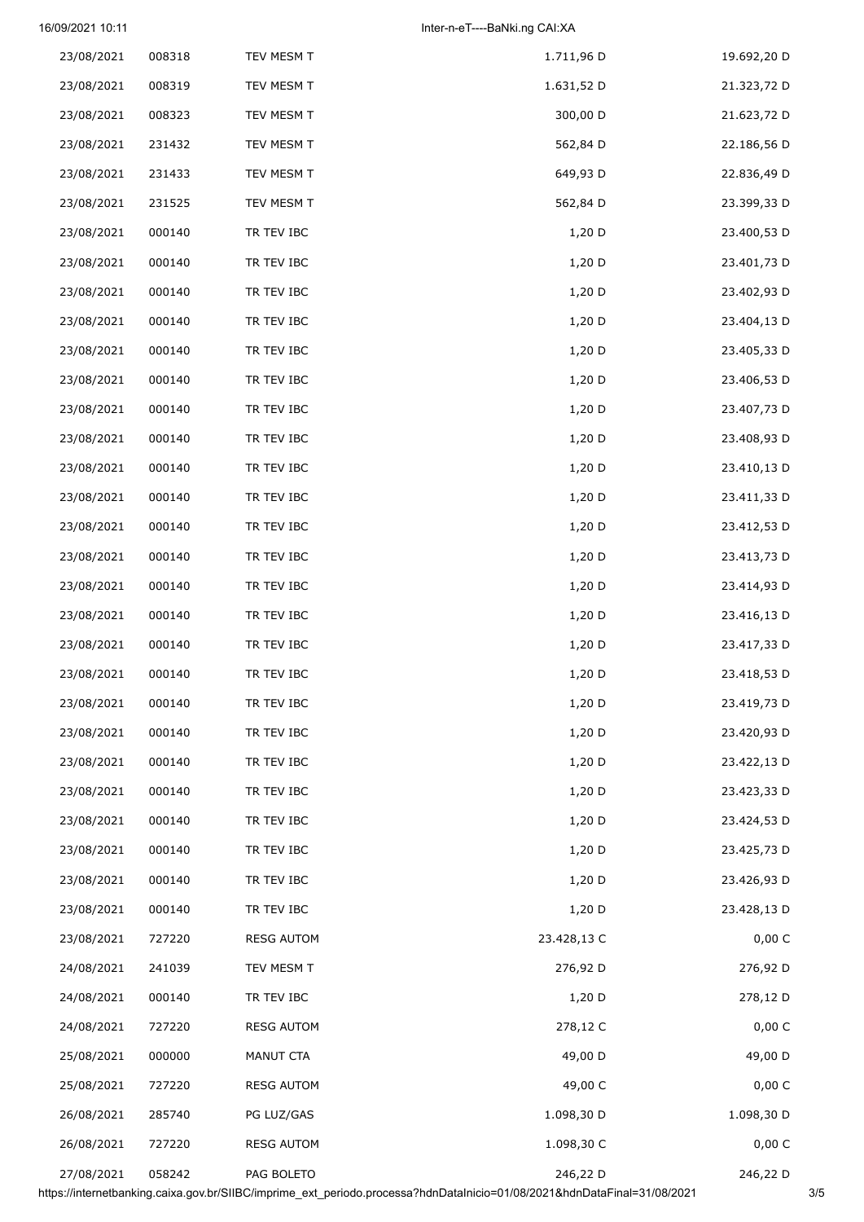| | | | | |
|---|---|---|---|---|
| 23/08/2021 | 008318 | TEV MESM T | 1.711,96 D | 19.692,20 D |
| 23/08/2021 | 008319 | TEV MESM T | 1.631,52 D | 21.323,72 D |
| 23/08/2021 | 008323 | TEV MESM T | 300,00 D | 21.623,72 D |
| 23/08/2021 | 231432 | TEV MESM T | 562,84 D | 22.186,56 D |
| 23/08/2021 | 231433 | TEV MESM T | 649,93 D | 22.836,49 D |
| 23/08/2021 | 231525 | TEV MESM T | 562,84 D | 23.399,33 D |
| 23/08/2021 | 000140 | TR TEV IBC | 1,20 D | 23.400,53 D |
| 23/08/2021 | 000140 | TR TEV IBC | 1,20 D | 23.401,73 D |
| 23/08/2021 | 000140 | TR TEV IBC | 1,20 D | 23.402,93 D |
| 23/08/2021 | 000140 | TR TEV IBC | 1,20 D | 23.404,13 D |
| 23/08/2021 | 000140 | TR TEV IBC | 1,20 D | 23.405,33 D |
| 23/08/2021 | 000140 | TR TEV IBC | 1,20 D | 23.406,53 D |
| 23/08/2021 | 000140 | TR TEV IBC | 1,20 D | 23.407,73 D |
| 23/08/2021 | 000140 | TR TEV IBC | 1,20 D | 23.408,93 D |
| 23/08/2021 | 000140 | TR TEV IBC | 1,20 D | 23.410,13 D |
| 23/08/2021 | 000140 | TR TEV IBC | 1,20 D | 23.411,33 D |
| 23/08/2021 | 000140 | TR TEV IBC | 1,20 D | 23.412,53 D |
| 23/08/2021 | 000140 | TR TEV IBC | 1,20 D | 23.413,73 D |
| 23/08/2021 | 000140 | TR TEV IBC | 1,20 D | 23.414,93 D |
| 23/08/2021 | 000140 | TR TEV IBC | 1,20 D | 23.416,13 D |
| 23/08/2021 | 000140 | TR TEV IBC | 1,20 D | 23.417,33 D |
| 23/08/2021 | 000140 | TR TEV IBC | 1,20 D | 23.418,53 D |
| 23/08/2021 | 000140 | TR TEV IBC | 1,20 D | 23.419,73 D |
| 23/08/2021 | 000140 | TR TEV IBC | 1,20 D | 23.420,93 D |
| 23/08/2021 | 000140 | TR TEV IBC | 1,20 D | 23.422,13 D |
| 23/08/2021 | 000140 | TR TEV IBC | 1,20 D | 23.423,33 D |
| 23/08/2021 | 000140 | TR TEV IBC | 1,20 D | 23.424,53 D |
| 23/08/2021 | 000140 | TR TEV IBC | 1,20 D | 23.425,73 D |
| 23/08/2021 | 000140 | TR TEV IBC | 1,20 D | 23.426,93 D |
| 23/08/2021 | 000140 | TR TEV IBC | 1,20 D | 23.428,13 D |
| 23/08/2021 | 727220 | RESG AUTOM | 23.428,13 C | 0,00 C |
| 24/08/2021 | 241039 | TEV MESM T | 276,92 D | 276,92 D |
| 24/08/2021 | 000140 | TR TEV IBC | 1,20 D | 278,12 D |
| 24/08/2021 | 727220 | RESG AUTOM | 278,12 C | 0,00 C |
| 25/08/2021 | 000000 | MANUT CTA | 49,00 D | 49,00 D |
| 25/08/2021 | 727220 | RESG AUTOM | 49,00 C | 0,00 C |
| 26/08/2021 | 285740 | PG LUZ/GAS | 1.098,30 D | 1.098,30 D |
| 26/08/2021 | 727220 | RESG AUTOM | 1.098,30 C | 0,00 C |
| 27/08/2021 | 058242 | PAG BOLETO | 246,22 D | 246,22 D |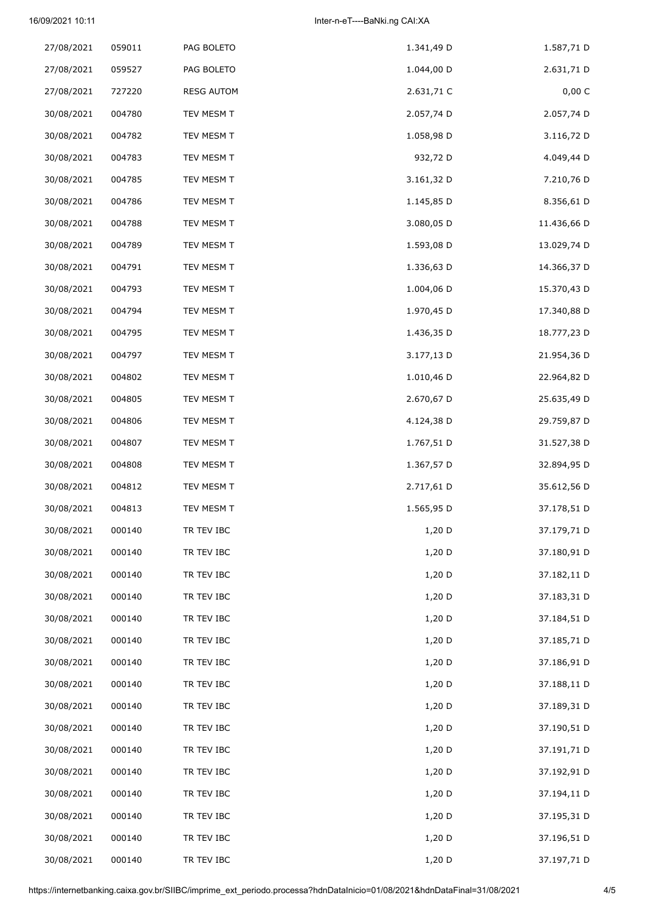| | | | | |
|---|---|---|---|---|
| 27/08/2021 | 059011 | PAG BOLETO | 1.341,49 D | 1.587,71 D |
| 27/08/2021 | 059527 | PAG BOLETO | 1.044,00 D | 2.631,71 D |
| 27/08/2021 | 727220 | RESG AUTOM | 2.631,71 C | 0,00 C |
| 30/08/2021 | 004780 | TEV MESM T | 2.057,74 D | 2.057,74 D |
| 30/08/2021 | 004782 | TEV MESM T | 1.058,98 D | 3.116,72 D |
| 30/08/2021 | 004783 | TEV MESM T | 932,72 D | 4.049,44 D |
| 30/08/2021 | 004785 | TEV MESM T | 3.161,32 D | 7.210,76 D |
| 30/08/2021 | 004786 | TEV MESM T | 1.145,85 D | 8.356,61 D |
| 30/08/2021 | 004788 | TEV MESM T | 3.080,05 D | 11.436,66 D |
| 30/08/2021 | 004789 | TEV MESM T | 1.593,08 D | 13.029,74 D |
| 30/08/2021 | 004791 | TEV MESM T | 1.336,63 D | 14.366,37 D |
| 30/08/2021 | 004793 | TEV MESM T | 1.004,06 D | 15.370,43 D |
| 30/08/2021 | 004794 | TEV MESM T | 1.970,45 D | 17.340,88 D |
| 30/08/2021 | 004795 | TEV MESM T | 1.436,35 D | 18.777,23 D |
| 30/08/2021 | 004797 | TEV MESM T | 3.177,13 D | 21.954,36 D |
| 30/08/2021 | 004802 | TEV MESM T | 1.010,46 D | 22.964,82 D |
| 30/08/2021 | 004805 | TEV MESM T | 2.670,67 D | 25.635,49 D |
| 30/08/2021 | 004806 | TEV MESM T | 4.124,38 D | 29.759,87 D |
| 30/08/2021 | 004807 | TEV MESM T | 1.767,51 D | 31.527,38 D |
| 30/08/2021 | 004808 | TEV MESM T | 1.367,57 D | 32.894,95 D |
| 30/08/2021 | 004812 | TEV MESM T | 2.717,61 D | 35.612,56 D |
| 30/08/2021 | 004813 | TEV MESM T | 1.565,95 D | 37.178,51 D |
| 30/08/2021 | 000140 | TR TEV IBC | 1,20 D | 37.179,71 D |
| 30/08/2021 | 000140 | TR TEV IBC | 1,20 D | 37.180,91 D |
| 30/08/2021 | 000140 | TR TEV IBC | 1,20 D | 37.182,11 D |
| 30/08/2021 | 000140 | TR TEV IBC | 1,20 D | 37.183,31 D |
| 30/08/2021 | 000140 | TR TEV IBC | 1,20 D | 37.184,51 D |
| 30/08/2021 | 000140 | TR TEV IBC | 1,20 D | 37.185,71 D |
| 30/08/2021 | 000140 | TR TEV IBC | 1,20 D | 37.186,91 D |
| 30/08/2021 | 000140 | TR TEV IBC | 1,20 D | 37.188,11 D |
| 30/08/2021 | 000140 | TR TEV IBC | 1,20 D | 37.189,31 D |
| 30/08/2021 | 000140 | TR TEV IBC | 1,20 D | 37.190,51 D |
| 30/08/2021 | 000140 | TR TEV IBC | 1,20 D | 37.191,71 D |
| 30/08/2021 | 000140 | TR TEV IBC | 1,20 D | 37.192,91 D |
| 30/08/2021 | 000140 | TR TEV IBC | 1,20 D | 37.194,11 D |
| 30/08/2021 | 000140 | TR TEV IBC | 1,20 D | 37.195,31 D |
| 30/08/2021 | 000140 | TR TEV IBC | 1,20 D | 37.196,51 D |
| 30/08/2021 | 000140 | TR TEV IBC | 1,20 D | 37.197,71 D |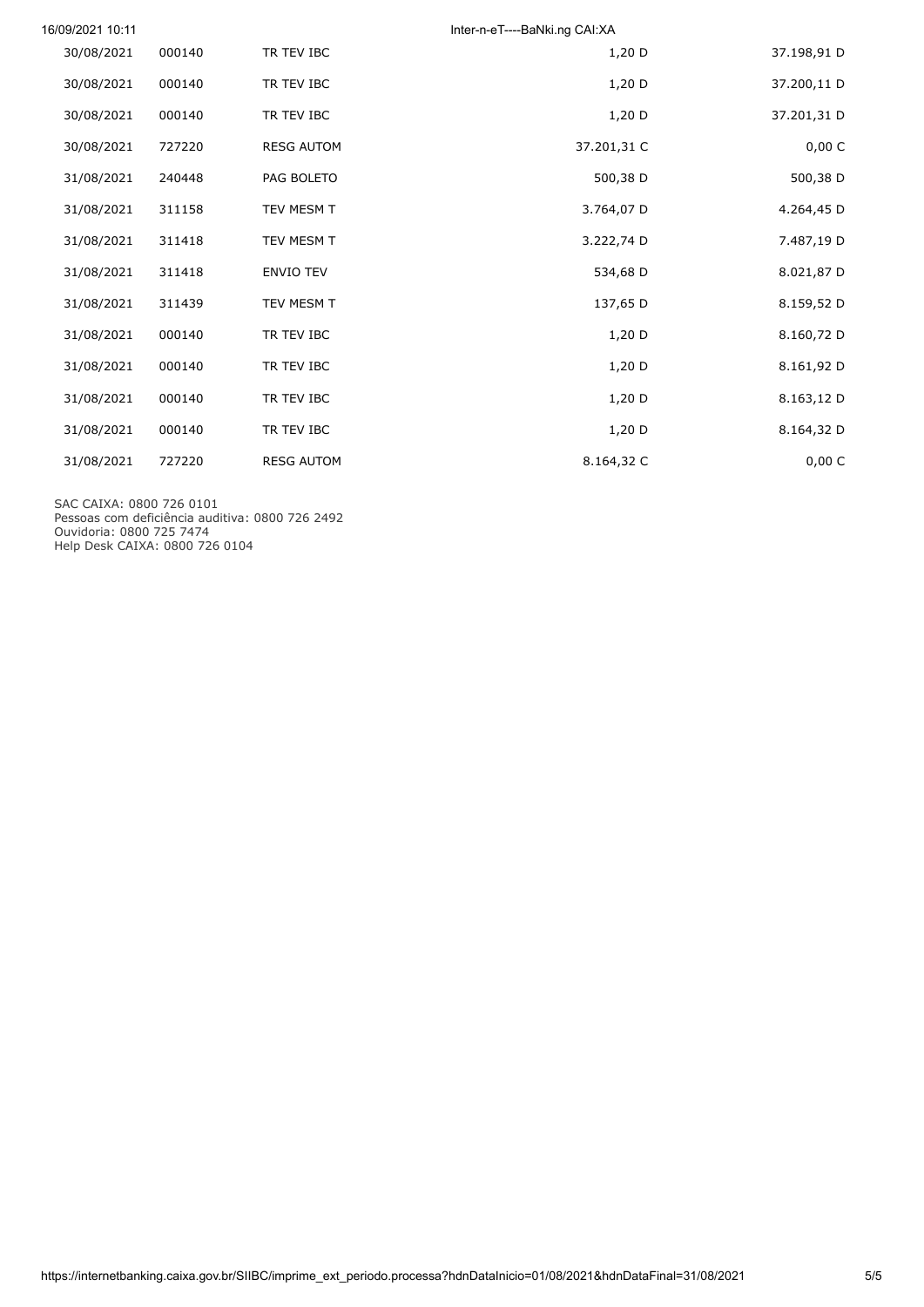| | | | | |
|---|---|---|---|---|
| 30/08/2021 | 000140 | TR TEV IBC | 1,20 D | 37.198,91 D |
| 30/08/2021 | 000140 | TR TEV IBC | 1,20 D | 37.200,11 D |
| 30/08/2021 | 000140 | TR TEV IBC | 1,20 D | 37.201,31 D |
| 30/08/2021 | 727220 | RESG AUTOM | 37.201,31 C | 0,00 C |
| 31/08/2021 | 240448 | PAG BOLETO | 500,38 D | 500,38 D |
| 31/08/2021 | 311158 | TEV MESM T | 3.764,07 D | 4.264,45 D |
| 31/08/2021 | 311418 | TEV MESM T | 3.222,74 D | 7.487,19 D |
| 31/08/2021 | 311418 | ENVIO TEV | 534,68 D | 8.021,87 D |
| 31/08/2021 | 311439 | TEV MESM T | 137,65 D | 8.159,52 D |
| 31/08/2021 | 000140 | TR TEV IBC | 1,20 D | 8.160,72 D |
| 31/08/2021 | 000140 | TR TEV IBC | 1,20 D | 8.161,92 D |
| 31/08/2021 | 000140 | TR TEV IBC | 1,20 D | 8.163,12 D |
| 31/08/2021 | 000140 | TR TEV IBC | 1,20 D | 8.164,32 D |
| 31/08/2021 | 727220 | RESG AUTOM | 8.164,32 C | 0,00 C |

SAC CAIXA: 0800 726 0101
Pessoas com deficiência auditiva: 0800 726 2492
Ouvidoria: 0800 725 7474
Help Desk CAIXA: 0800 726 0104